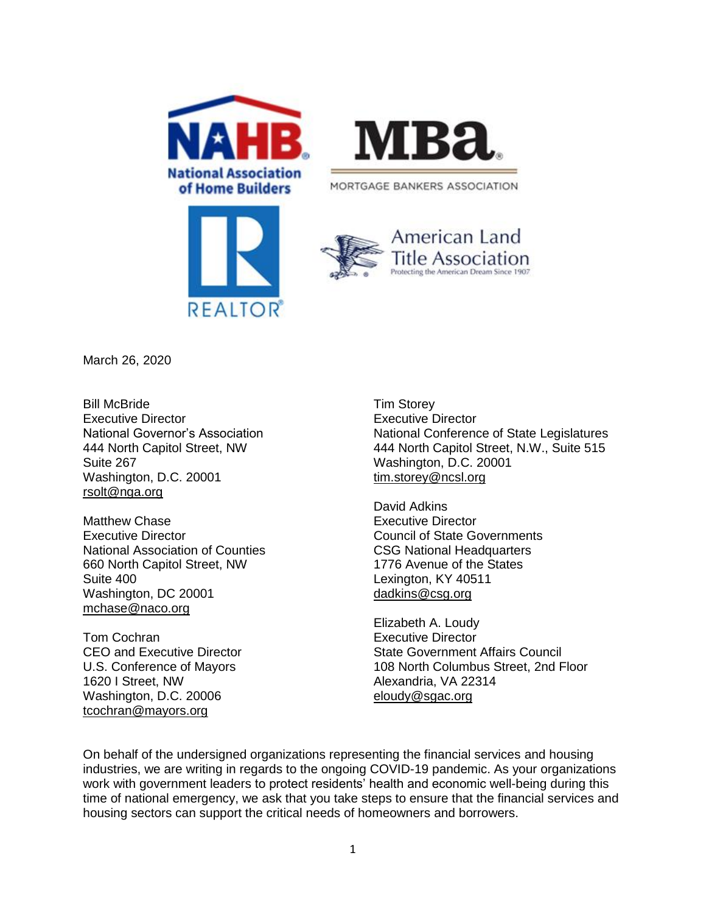National Association of Home Builders

MORTGAGE BANKERS ASSOCIATION

REALTOR®

American Land Title Association
Protecting the American Dream Since 1907

March 26, 2020

Bill McBride
Executive Director
National Governor's Association
444 North Capitol Street, NW
Suite 267
Washington, D.C. 20001
rsolt@nga.org

Matthew Chase
Executive Director
National Association of Counties
660 North Capitol Street, NW
Suite 400
Washington, DC 20001
mchase@naco.org

Tom Cochran
CEO and Executive Director
U.S. Conference of Mayors
1620 I Street, NW
Washington, D.C. 20006
tcochran@mayors.org

Tim Storey
Executive Director
National Conference of State Legislatures
444 North Capitol Street, N.W., Suite 515
Washington, D.C. 20001
tim.storey@ncsl.org

David Adkins
Executive Director
Council of State Governments
CSG National Headquarters
1776 Avenue of the States
Lexington, KY 40511
dadkins@csg.org

Elizabeth A. Loudy
Executive Director
State Government Affairs Council
108 North Columbus Street, 2nd Floor
Alexandria, VA 22314
eloudy@sgac.org

On behalf of the undersigned organizations representing the financial services and housing industries, we are writing in regards to the ongoing COVID-19 pandemic. As your organizations work with government leaders to protect residents' health and economic well-being during this time of national emergency, we ask that you take steps to ensure that the financial services and housing sectors can support the critical needs of homeowners and borrowers.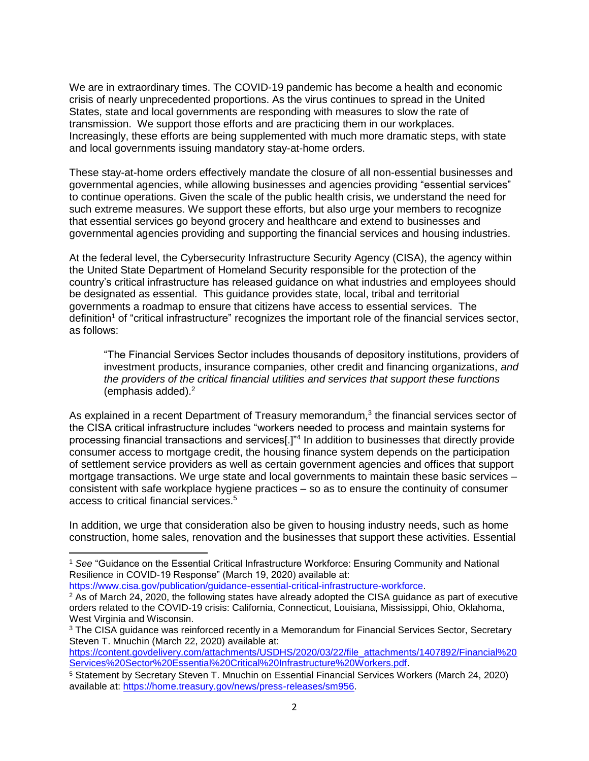We are in extraordinary times. The COVID-19 pandemic has become a health and economic crisis of nearly unprecedented proportions. As the virus continues to spread in the United States, state and local governments are responding with measures to slow the rate of transmission. We support those efforts and are practicing them in our workplaces. Increasingly, these efforts are being supplemented with much more dramatic steps, with state and local governments issuing mandatory stay-at-home orders.

These stay-at-home orders effectively mandate the closure of all non-essential businesses and governmental agencies, while allowing businesses and agencies providing "essential services" to continue operations. Given the scale of the public health crisis, we understand the need for such extreme measures. We support these efforts, but also urge your members to recognize that essential services go beyond grocery and healthcare and extend to businesses and governmental agencies providing and supporting the financial services and housing industries.

At the federal level, the Cybersecurity Infrastructure Security Agency (CISA), the agency within the United State Department of Homeland Security responsible for the protection of the country's critical infrastructure has released guidance on what industries and employees should be designated as essential. This guidance provides state, local, tribal and territorial governments a roadmap to ensure that citizens have access to essential services. The definition[1] of "critical infrastructure" recognizes the important role of the financial services sector, as follows:

> "The Financial Services Sector includes thousands of depository institutions, providers of investment products, insurance companies, other credit and financing organizations, *and the providers of the critical financial utilities and services that support these functions* (emphasis added).[2]

As explained in a recent Department of Treasury memorandum,[3] the financial services sector of the CISA critical infrastructure includes "workers needed to process and maintain systems for processing financial transactions and services[.]"[4] In addition to businesses that directly provide consumer access to mortgage credit, the housing finance system depends on the participation of settlement service providers as well as certain government agencies and offices that support mortgage transactions. We urge state and local governments to maintain these basic services – consistent with safe workplace hygiene practices – so as to ensure the continuity of consumer access to critical financial services.[5]

In addition, we urge that consideration also be given to housing industry needs, such as home construction, home sales, renovation and the businesses that support these activities. Essential

---

[1] *See* "Guidance on the Essential Critical Infrastructure Workforce: Ensuring Community and National Resilience in COVID-19 Response" (March 19, 2020) available at: https://www.cisa.gov/publication/guidance-essential-critical-infrastructure-workforce.

[2] As of March 24, 2020, the following states have already adopted the CISA guidance as part of executive orders related to the COVID-19 crisis: California, Connecticut, Louisiana, Mississippi, Ohio, Oklahoma, West Virginia and Wisconsin.

[3] The CISA guidance was reinforced recently in a Memorandum for Financial Services Sector, Secretary Steven T. Mnuchin (March 22, 2020) available at: https://content.govdelivery.com/attachments/USDHS/2020/03/22/file_attachments/1407892/Financial%20Services%20Sector%20Essential%20Critical%20Infrastructure%20Workers.pdf.

[5] Statement by Secretary Steven T. Mnuchin on Essential Financial Services Workers (March 24, 2020) available at: https://home.treasury.gov/news/press-releases/sm956.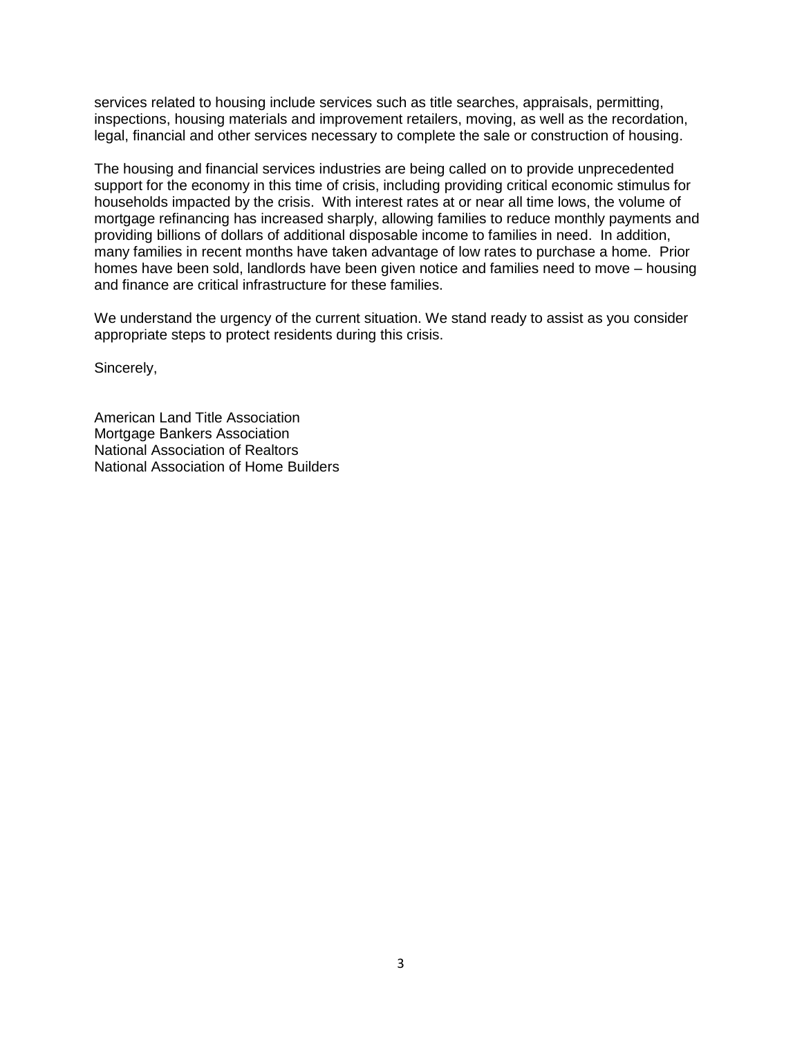services related to housing include services such as title searches, appraisals, permitting, inspections, housing materials and improvement retailers, moving, as well as the recordation, legal, financial and other services necessary to complete the sale or construction of housing.

The housing and financial services industries are being called on to provide unprecedented support for the economy in this time of crisis, including providing critical economic stimulus for households impacted by the crisis. With interest rates at or near all time lows, the volume of mortgage refinancing has increased sharply, allowing families to reduce monthly payments and providing billions of dollars of additional disposable income to families in need. In addition, many families in recent months have taken advantage of low rates to purchase a home. Prior homes have been sold, landlords have been given notice and families need to move – housing and finance are critical infrastructure for these families.

We understand the urgency of the current situation. We stand ready to assist as you consider appropriate steps to protect residents during this crisis.

Sincerely,

American Land Title Association
Mortgage Bankers Association
National Association of Realtors
National Association of Home Builders